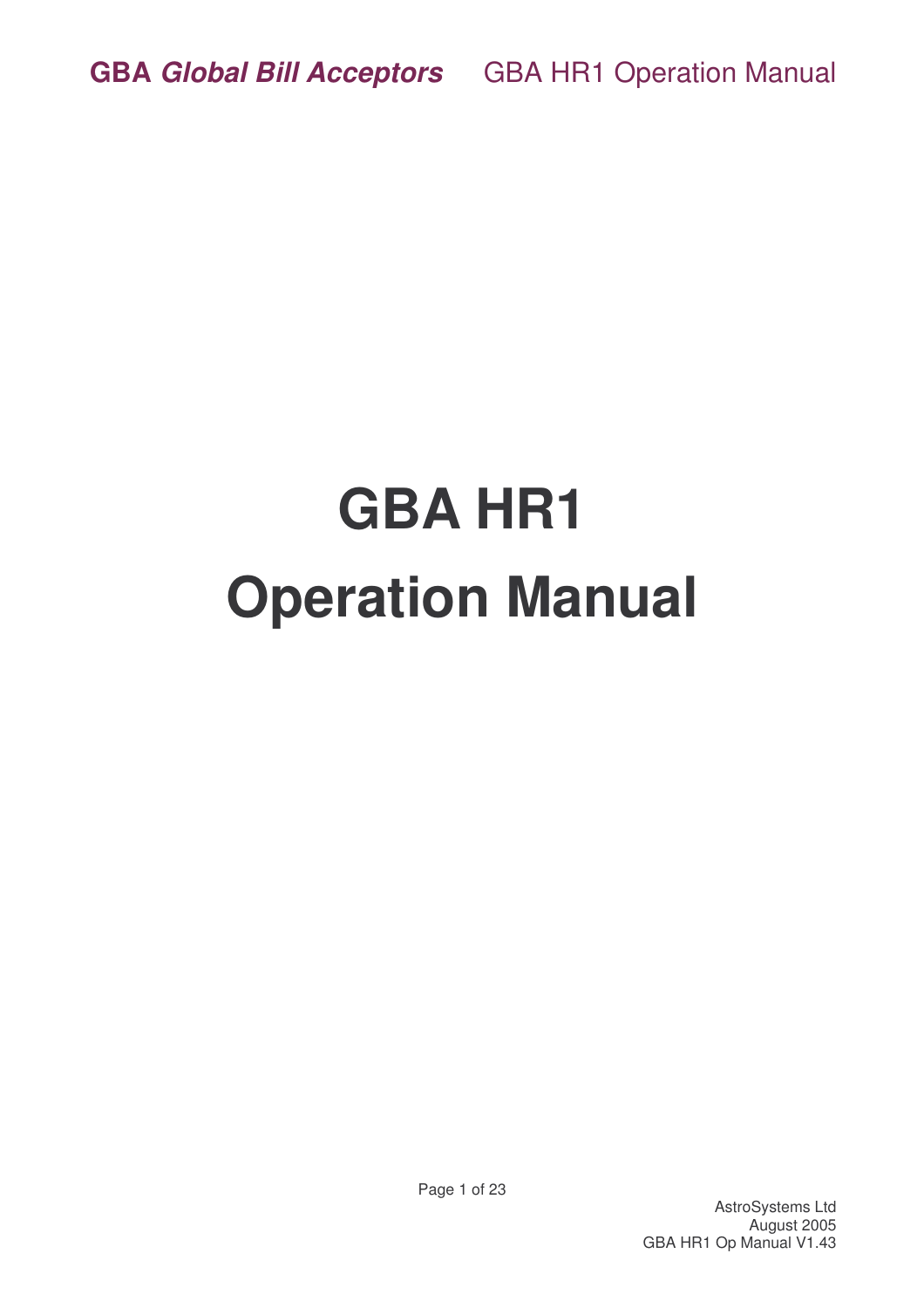# GBA HR1
# Operation Manual

AstroSystems Ltd
August 2005
GBA HR1 Op Manual V1.43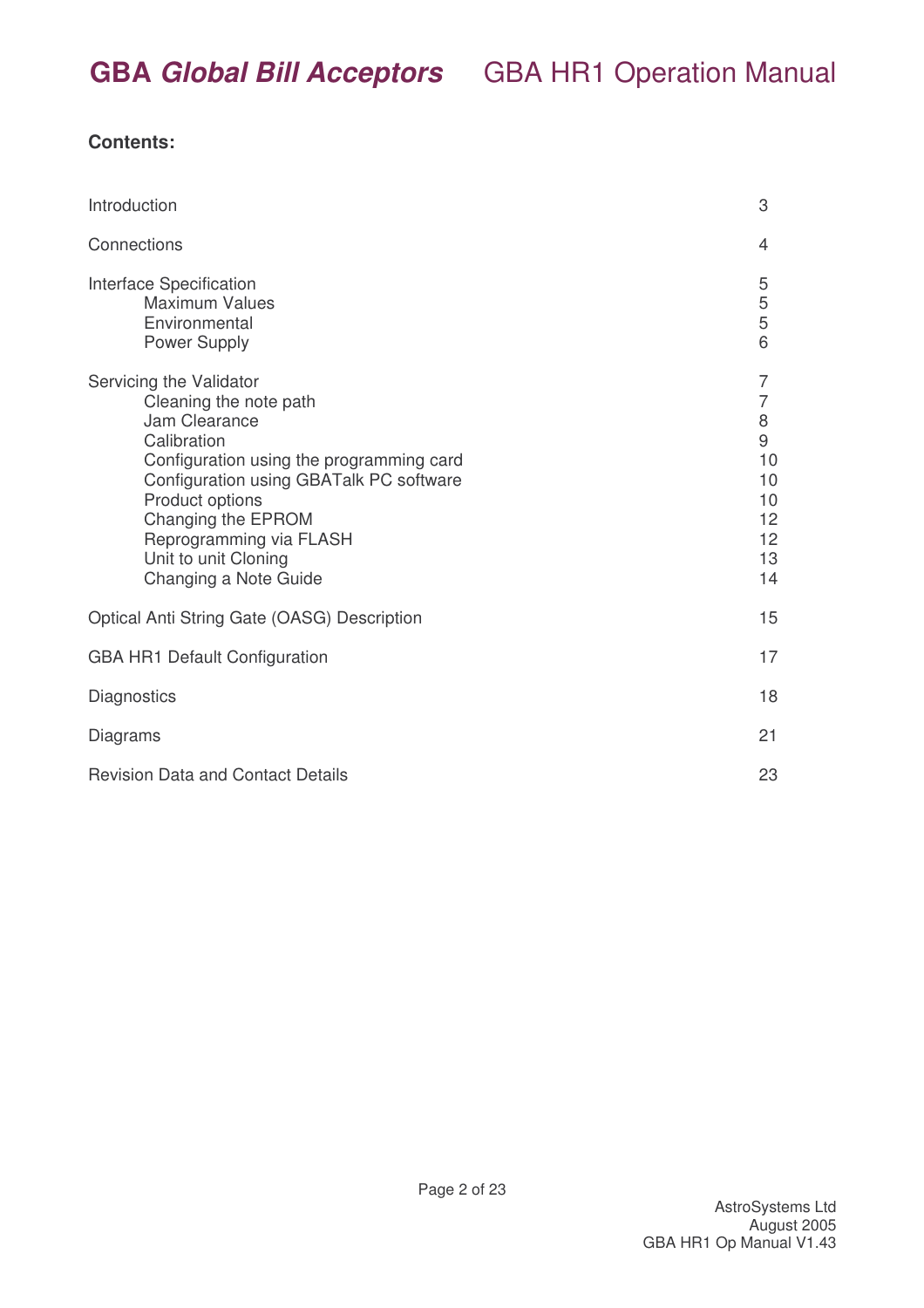**Contents:**

| | |
|---|---|
| Introduction | 3 |
| Connections | 4 |
| Interface Specification | 5 |
| Maximum Values | 5 |
| Environmental | 5 |
| Power Supply | 6 |
| Servicing the Validator | 7 |
| Cleaning the note path | 7 |
| Jam Clearance | 8 |
| Calibration | 9 |
| Configuration using the programming card | 10 |
| Configuration using GBATalk PC software | 10 |
| Product options | 10 |
| Changing the EPROM | 12 |
| Reprogramming via FLASH | 12 |
| Unit to unit Cloning | 13 |
| Changing a Note Guide | 14 |
| Optical Anti String Gate (OASG) Description | 15 |
| GBA HR1 Default Configuration | 17 |
| Diagnostics | 18 |
| Diagrams | 21 |
| Revision Data and Contact Details | 23 |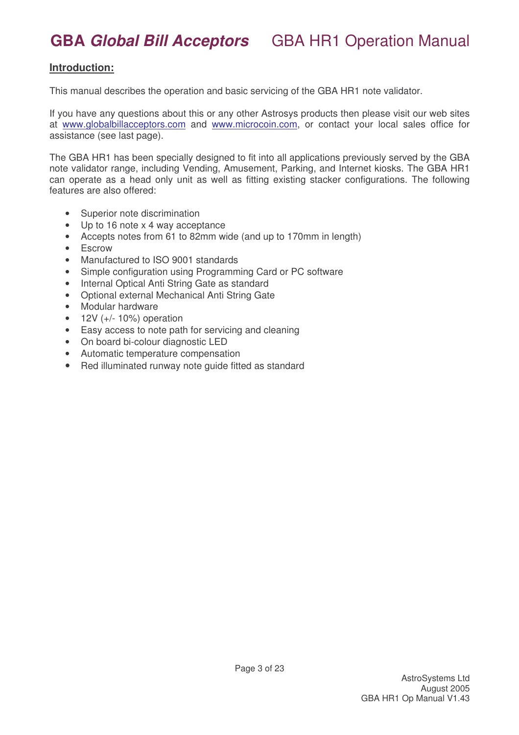## Introduction:

This manual describes the operation and basic servicing of the GBA HR1 note validator.

If you have any questions about this or any other Astrosys products then please visit our web sites at www.globalbillacceptors.com and www.microcoin.com, or contact your local sales office for assistance (see last page).

The GBA HR1 has been specially designed to fit into all applications previously served by the GBA note validator range, including Vending, Amusement, Parking, and Internet kiosks. The GBA HR1 can operate as a head only unit as well as fitting existing stacker configurations. The following features are also offered:

- Superior note discrimination
- Up to 16 note x 4 way acceptance
- Accepts notes from 61 to 82mm wide (and up to 170mm in length)
- Escrow
- Manufactured to ISO 9001 standards
- Simple configuration using Programming Card or PC software
- Internal Optical Anti String Gate as standard
- Optional external Mechanical Anti String Gate
- Modular hardware
- 12V (+/- 10%) operation
- Easy access to note path for servicing and cleaning
- On board bi-colour diagnostic LED
- Automatic temperature compensation
- Red illuminated runway note guide fitted as standard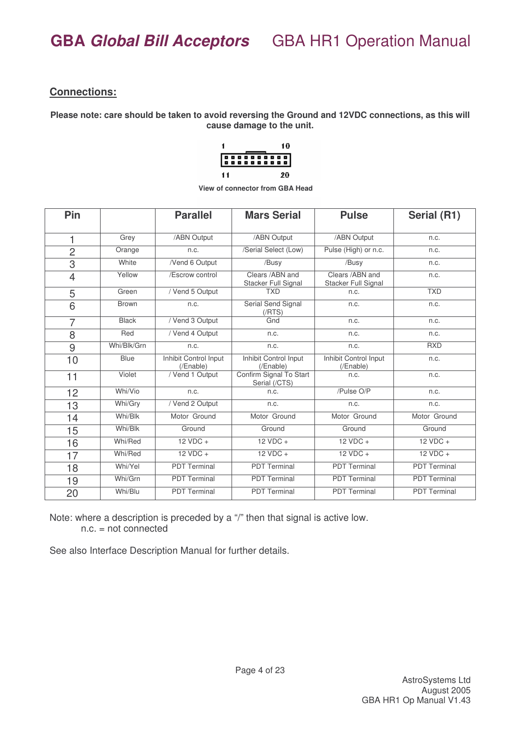## Connections:

**Please note: care should be taken to avoid reversing the Ground and 12VDC connections, as this will cause damage to the unit.**

View of connector from GBA Head

| Pin | | Parallel | Mars Serial | Pulse | Serial (R1) |
|---|---|---|---|---|---|
| 1 | Grey | /ABN Output | /ABN Output | /ABN Output | n.c. |
| 2 | Orange | n.c. | /Serial Select (Low) | Pulse (High) or n.c. | n.c. |
| 3 | White | /Vend 6 Output | /Busy | /Busy | n.c. |
| 4 | Yellow | /Escrow control | Clears /ABN and Stacker Full Signal | Clears /ABN and Stacker Full Signal | n.c. |
| 5 | Green | / Vend 5 Output | TXD | n.c. | TXD |
| 6 | Brown | n.c. | Serial Send Signal (/RTS) | n.c. | n.c. |
| 7 | Black | / Vend 3 Output | Gnd | n.c. | n.c. |
| 8 | Red | / Vend 4 Output | n.c. | n.c. | n.c. |
| 9 | Whi/Blk/Grn | n.c. | n.c. | n.c. | RXD |
| 10 | Blue | Inhibit Control Input (/Enable) | Inhibit Control Input (/Enable) | Inhibit Control Input (/Enable) | n.c. |
| 11 | Violet | / Vend 1 Output | Confirm Signal To Start Serial (/CTS) | n.c. | n.c. |
| 12 | Whi/Vio | n.c. | n.c. | /Pulse O/P | n.c. |
| 13 | Whi/Gry | / Vend 2 Output | n.c. | n.c. | n.c. |
| 14 | Whi/Blk | Motor Ground | Motor Ground | Motor Ground | Motor Ground |
| 15 | Whi/Blk | Ground | Ground | Ground | Ground |
| 16 | Whi/Red | 12 VDC + | 12 VDC + | 12 VDC + | 12 VDC + |
| 17 | Whi/Red | 12 VDC + | 12 VDC + | 12 VDC + | 12 VDC + |
| 18 | Whi/Yel | PDT Terminal | PDT Terminal | PDT Terminal | PDT Terminal |
| 19 | Whi/Grn | PDT Terminal | PDT Terminal | PDT Terminal | PDT Terminal |
| 20 | Whi/Blu | PDT Terminal | PDT Terminal | PDT Terminal | PDT Terminal |

Note: where a description is preceded by a "/" then that signal is active low.
n.c. = not connected

See also Interface Description Manual for further details.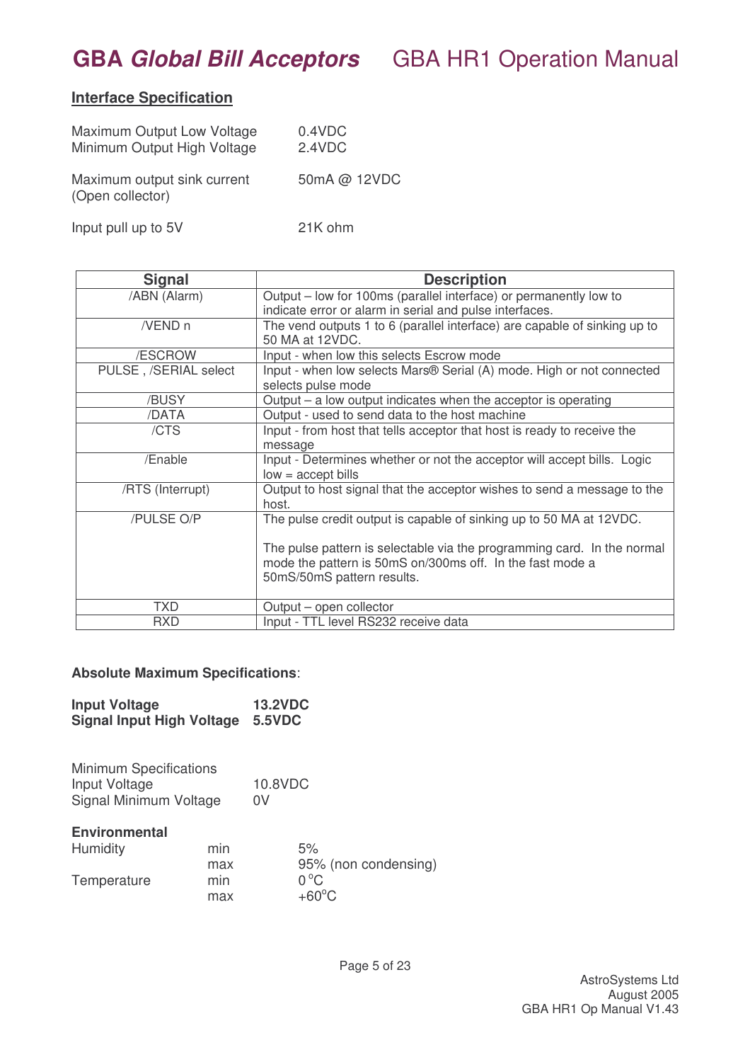## Interface Specification

| | |
|---|---|
| Maximum Output Low Voltage | 0.4VDC |
| Minimum Output High Voltage | 2.4VDC |
| Maximum output sink current (Open collector) | 50mA @ 12VDC |
| Input pull up to 5V | 21K ohm |

| Signal | Description |
|---|---|
| /ABN (Alarm) | Output – low for 100ms (parallel interface) or permanently low to indicate error or alarm in serial and pulse interfaces. |
| /VEND n | The vend outputs 1 to 6 (parallel interface) are capable of sinking up to 50 MA at 12VDC. |
| /ESCROW | Input - when low this selects Escrow mode |
| PULSE , /SERIAL select | Input - when low selects Mars® Serial (A) mode. High or not connected selects pulse mode |
| /BUSY | Output – a low output indicates when the acceptor is operating |
| /DATA | Output - used to send data to the host machine |
| /CTS | Input - from host that tells acceptor that host is ready to receive the message |
| /Enable | Input - Determines whether or not the acceptor will accept bills. Logic low = accept bills |
| /RTS (Interrupt) | Output to host signal that the acceptor wishes to send a message to the host. |
| /PULSE O/P | The pulse credit output is capable of sinking up to 50 MA at 12VDC.<br><br>The pulse pattern is selectable via the programming card. In the normal mode the pattern is 50mS on/300mS off. In the fast mode a 50mS/50mS pattern results. |
| TXD | Output – open collector |
| RXD | Input - TTL level RS232 receive data |

**Absolute Maximum Specifications**:

| | |
|---|---|
| **Input Voltage** | **13.2VDC** |
| **Signal Input High Voltage** | **5.5VDC** |

Minimum Specifications

| | |
|---|---|
| Input Voltage | 10.8VDC |
| Signal Minimum Voltage | 0V |

**Environmental**

| | | |
|---|---|---|
| Humidity | min | 5% |
| | max | 95% (non condensing) |
| Temperature | min | 0°C |
| | max | +60°C |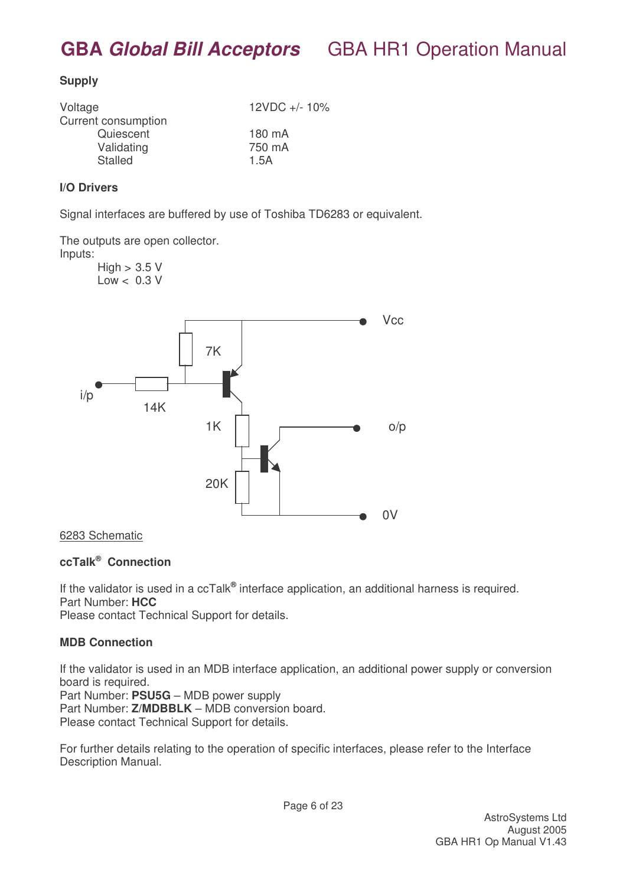**Supply**

| | |
|---|---|
| Voltage | 12VDC +/- 10% |
| Current consumption | |
| Quiescent | 180 mA |
| Validating | 750 mA |
| Stalled | 1.5A |

**I/O Drivers**

Signal interfaces are buffered by use of Toshiba TD6283 or equivalent.

The outputs are open collector.
Inputs:

High > 3.5 V
Low < 0.3 V

6283 Schematic

**ccTalk® Connection**

If the validator is used in a ccTalk® interface application, an additional harness is required.
Part Number: **HCC**
Please contact Technical Support for details.

**MDB Connection**

If the validator is used in an MDB interface application, an additional power supply or conversion board is required.
Part Number: **PSU5G** – MDB power supply
Part Number: **Z/MDBBLK** – MDB conversion board.
Please contact Technical Support for details.

For further details relating to the operation of specific interfaces, please refer to the Interface Description Manual.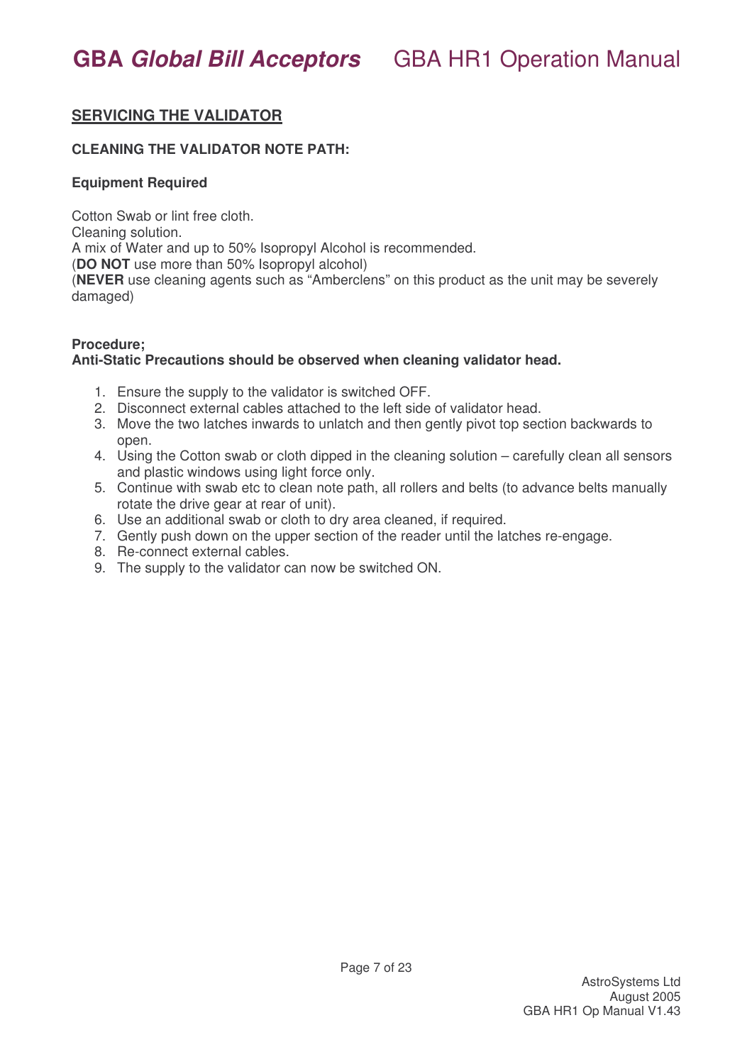## SERVICING THE VALIDATOR

### CLEANING THE VALIDATOR NOTE PATH:

**Equipment Required**

Cotton Swab or lint free cloth.
Cleaning solution.
A mix of Water and up to 50% Isopropyl Alcohol is recommended.
(**DO NOT** use more than 50% Isopropyl alcohol)
(**NEVER** use cleaning agents such as "Amberclens" on this product as the unit may be severely damaged)

**Procedure;**
**Anti-Static Precautions should be observed when cleaning validator head.**

1. Ensure the supply to the validator is switched OFF.
2. Disconnect external cables attached to the left side of validator head.
3. Move the two latches inwards to unlatch and then gently pivot top section backwards to open.
4. Using the Cotton swab or cloth dipped in the cleaning solution – carefully clean all sensors and plastic windows using light force only.
5. Continue with swab etc to clean note path, all rollers and belts (to advance belts manually rotate the drive gear at rear of unit).
6. Use an additional swab or cloth to dry area cleaned, if required.
7. Gently push down on the upper section of the reader until the latches re-engage.
8. Re-connect external cables.
9. The supply to the validator can now be switched ON.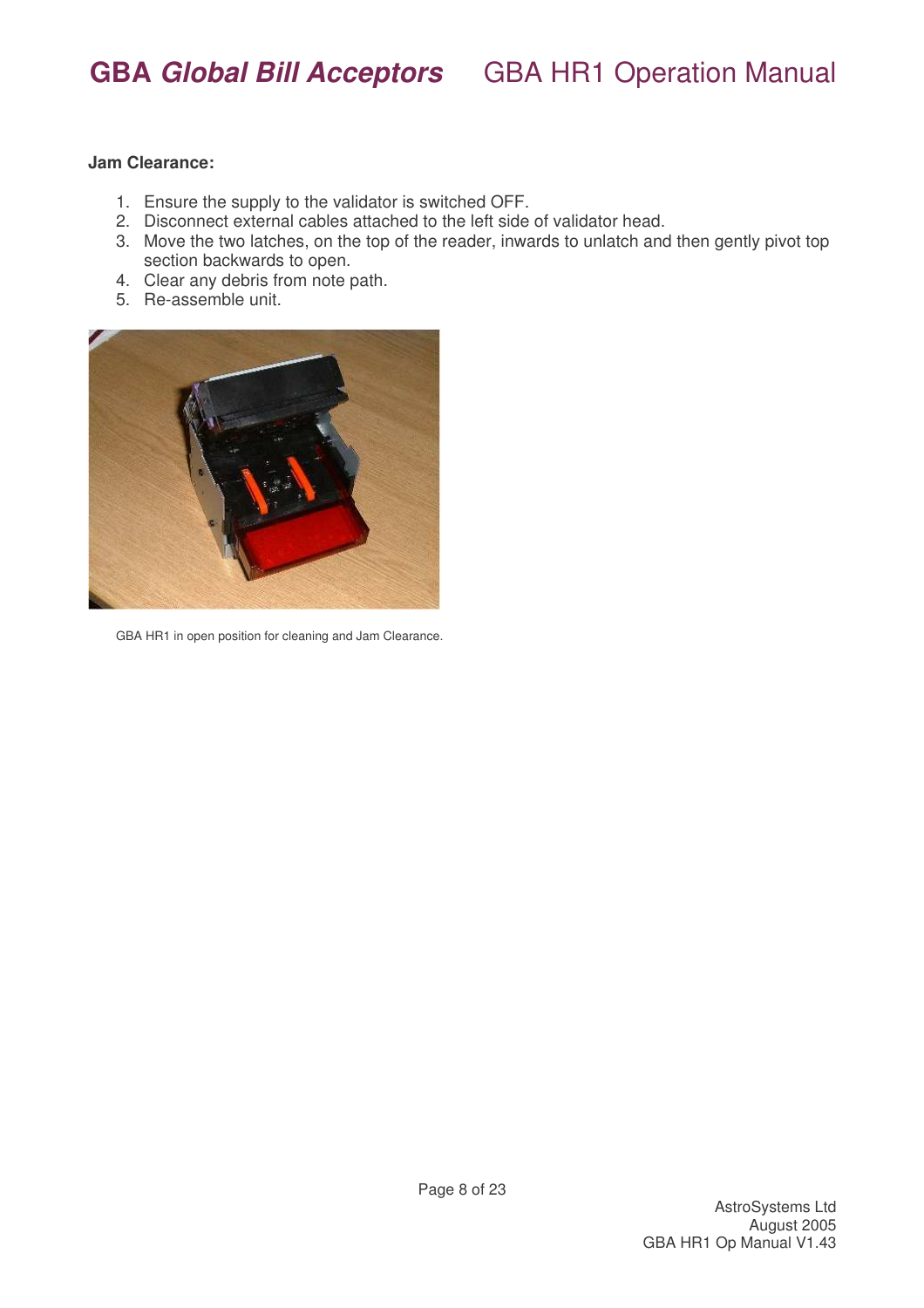**Jam Clearance:**

1. Ensure the supply to the validator is switched OFF.
2. Disconnect external cables attached to the left side of validator head.
3. Move the two latches, on the top of the reader, inwards to unlatch and then gently pivot top section backwards to open.
4. Clear any debris from note path.
5. Re-assemble unit.

GBA HR1 in open position for cleaning and Jam Clearance.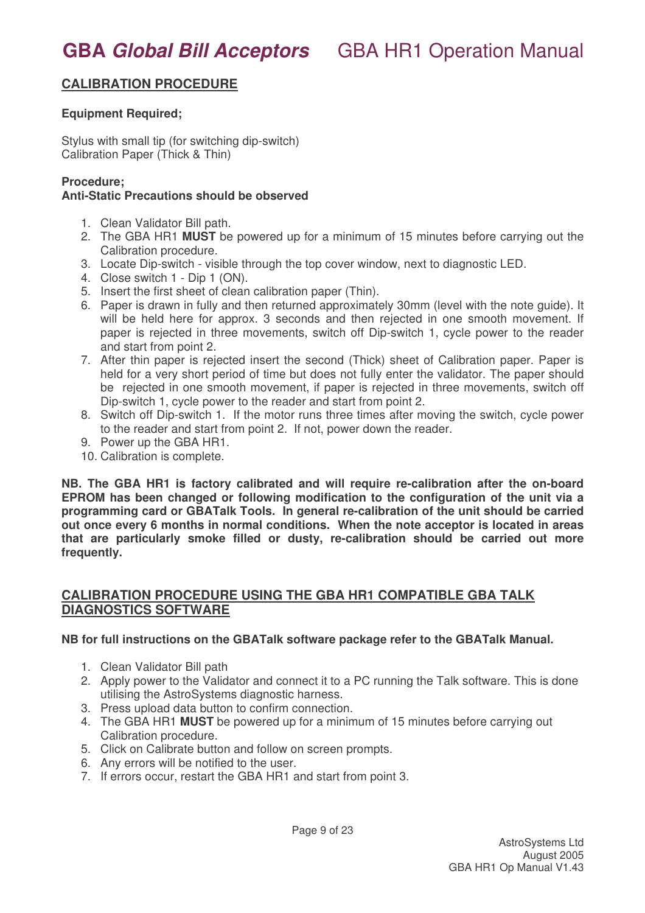## CALIBRATION PROCEDURE

**Equipment Required;**

Stylus with small tip (for switching dip-switch)
Calibration Paper (Thick & Thin)

**Procedure;**
**Anti-Static Precautions should be observed**

1. Clean Validator Bill path.
2. The GBA HR1 **MUST** be powered up for a minimum of 15 minutes before carrying out the Calibration procedure.
3. Locate Dip-switch - visible through the top cover window, next to diagnostic LED.
4. Close switch 1 - Dip 1 (ON).
5. Insert the first sheet of clean calibration paper (Thin).
6. Paper is drawn in fully and then returned approximately 30mm (level with the note guide). It will be held here for approx. 3 seconds and then rejected in one smooth movement. If paper is rejected in three movements, switch off Dip-switch 1, cycle power to the reader and start from point 2.
7. After thin paper is rejected insert the second (Thick) sheet of Calibration paper. Paper is held for a very short period of time but does not fully enter the validator. The paper should be rejected in one smooth movement, if paper is rejected in three movements, switch off Dip-switch 1, cycle power to the reader and start from point 2.
8. Switch off Dip-switch 1. If the motor runs three times after moving the switch, cycle power to the reader and start from point 2. If not, power down the reader.
9. Power up the GBA HR1.
10. Calibration is complete.

**NB. The GBA HR1 is factory calibrated and will require re-calibration after the on-board EPROM has been changed or following modification to the configuration of the unit via a programming card or GBATalk Tools. In general re-calibration of the unit should be carried out once every 6 months in normal conditions. When the note acceptor is located in areas that are particularly smoke filled or dusty, re-calibration should be carried out more frequently.**

## CALIBRATION PROCEDURE USING THE GBA HR1 COMPATIBLE GBA TALK DIAGNOSTICS SOFTWARE

**NB for full instructions on the GBATalk software package refer to the GBATalk Manual.**

1. Clean Validator Bill path
2. Apply power to the Validator and connect it to a PC running the Talk software. This is done utilising the AstroSystems diagnostic harness.
3. Press upload data button to confirm connection.
4. The GBA HR1 **MUST** be powered up for a minimum of 15 minutes before carrying out Calibration procedure.
5. Click on Calibrate button and follow on screen prompts.
6. Any errors will be notified to the user.
7. If errors occur, restart the GBA HR1 and start from point 3.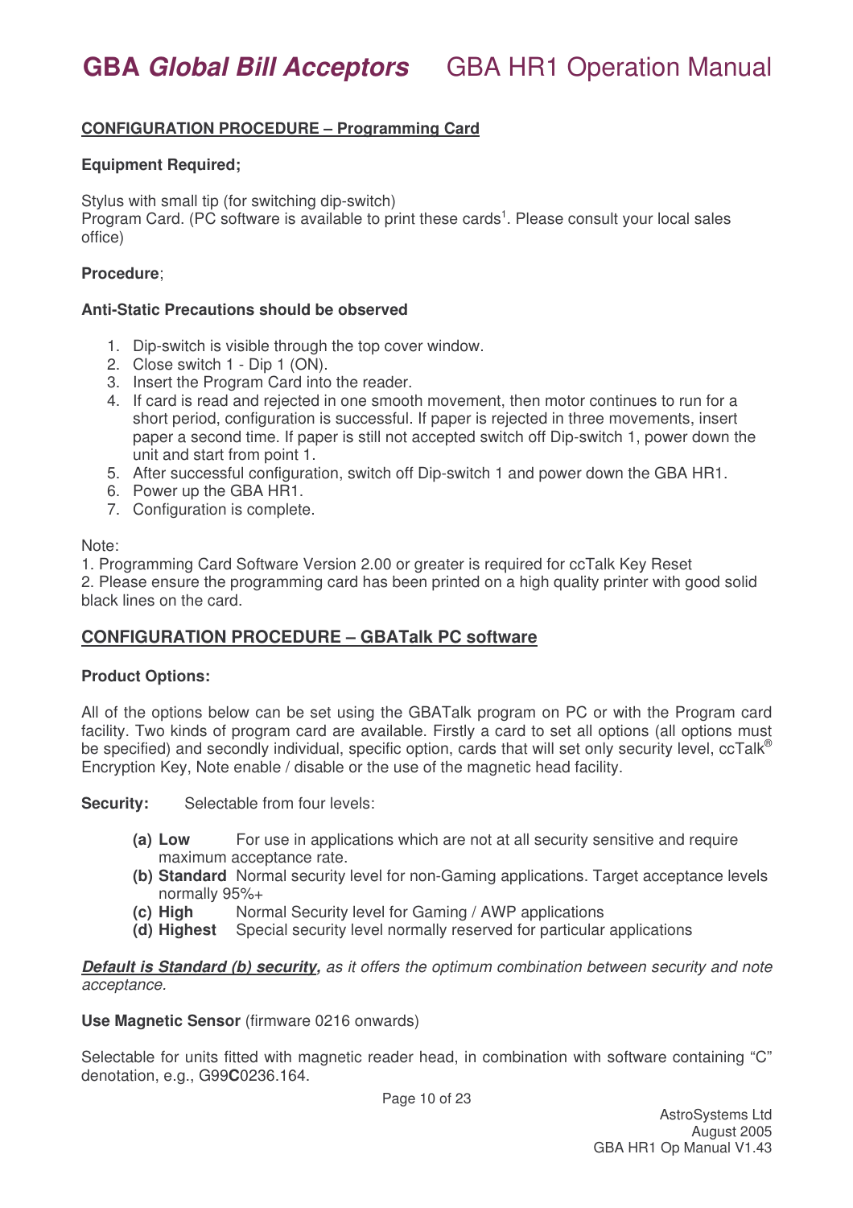## CONFIGURATION PROCEDURE – Programming Card

**Equipment Required;**

Stylus with small tip (for switching dip-switch)
Program Card. (PC software is available to print these cards[1]. Please consult your local sales office)

**Procedure**;

**Anti-Static Precautions should be observed**

1. Dip-switch is visible through the top cover window.
2. Close switch 1 - Dip 1 (ON).
3. Insert the Program Card into the reader.
4. If card is read and rejected in one smooth movement, then motor continues to run for a short period, configuration is successful. If paper is rejected in three movements, insert paper a second time. If paper is still not accepted switch off Dip-switch 1, power down the unit and start from point 1.
5. After successful configuration, switch off Dip-switch 1 and power down the GBA HR1.
6. Power up the GBA HR1.
7. Configuration is complete.

Note:
1. Programming Card Software Version 2.00 or greater is required for ccTalk Key Reset
2. Please ensure the programming card has been printed on a high quality printer with good solid black lines on the card.

## CONFIGURATION PROCEDURE – GBATalk PC software

**Product Options:**

All of the options below can be set using the GBATalk program on PC or with the Program card facility. Two kinds of program card are available. Firstly a card to set all options (all options must be specified) and secondly individual, specific option, cards that will set only security level, ccTalk® Encryption Key, Note enable / disable or the use of the magnetic head facility.

**Security:** Selectable from four levels:

- **(a) Low** For use in applications which are not at all security sensitive and require maximum acceptance rate.
- **(b) Standard** Normal security level for non-Gaming applications. Target acceptance levels normally 95%+
- **(c) High** Normal Security level for Gaming / AWP applications
- **(d) Highest** Special security level normally reserved for particular applications

***Default is Standard (b) security,*** *as it offers the optimum combination between security and note acceptance.*

**Use Magnetic Sensor** (firmware 0216 onwards)

Selectable for units fitted with magnetic reader head, in combination with software containing "C" denotation, e.g., G99**C**0236.164.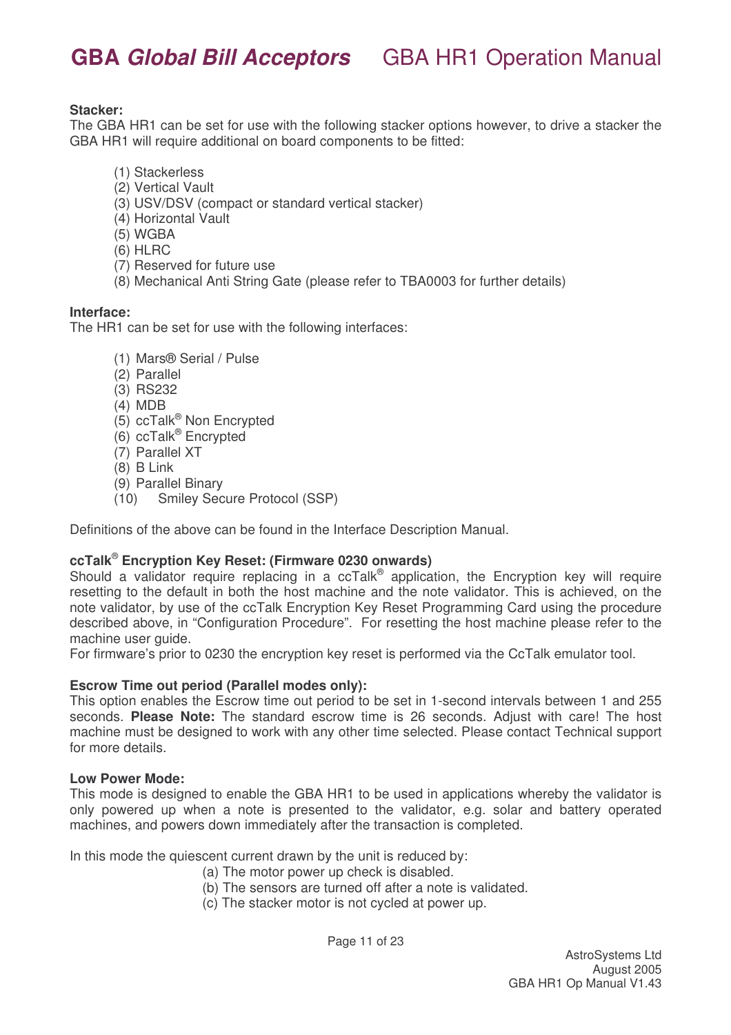**Stacker:**
The GBA HR1 can be set for use with the following stacker options however, to drive a stacker the GBA HR1 will require additional on board components to be fitted:

(1) Stackerless
(2) Vertical Vault
(3) USV/DSV (compact or standard vertical stacker)
(4) Horizontal Vault
(5) WGBA
(6) HLRC
(7) Reserved for future use
(8) Mechanical Anti String Gate (please refer to TBA0003 for further details)

**Interface:**
The HR1 can be set for use with the following interfaces:

(1) Mars® Serial / Pulse
(2) Parallel
(3) RS232
(4) MDB
(5) ccTalk® Non Encrypted
(6) ccTalk® Encrypted
(7) Parallel XT
(8) B Link
(9) Parallel Binary
(10) Smiley Secure Protocol (SSP)

Definitions of the above can be found in the Interface Description Manual.

**ccTalk® Encryption Key Reset: (Firmware 0230 onwards)**
Should a validator require replacing in a ccTalk® application, the Encryption key will require resetting to the default in both the host machine and the note validator. This is achieved, on the note validator, by use of the ccTalk Encryption Key Reset Programming Card using the procedure described above, in "Configuration Procedure". For resetting the host machine please refer to the machine user guide.
For firmware's prior to 0230 the encryption key reset is performed via the CcTalk emulator tool.

**Escrow Time out period (Parallel modes only):**
This option enables the Escrow time out period to be set in 1-second intervals between 1 and 255 seconds. **Please Note:** The standard escrow time is 26 seconds. Adjust with care! The host machine must be designed to work with any other time selected. Please contact Technical support for more details.

**Low Power Mode:**
This mode is designed to enable the GBA HR1 to be used in applications whereby the validator is only powered up when a note is presented to the validator, e.g. solar and battery operated machines, and powers down immediately after the transaction is completed.

In this mode the quiescent current drawn by the unit is reduced by:

(a) The motor power up check is disabled.
(b) The sensors are turned off after a note is validated.
(c) The stacker motor is not cycled at power up.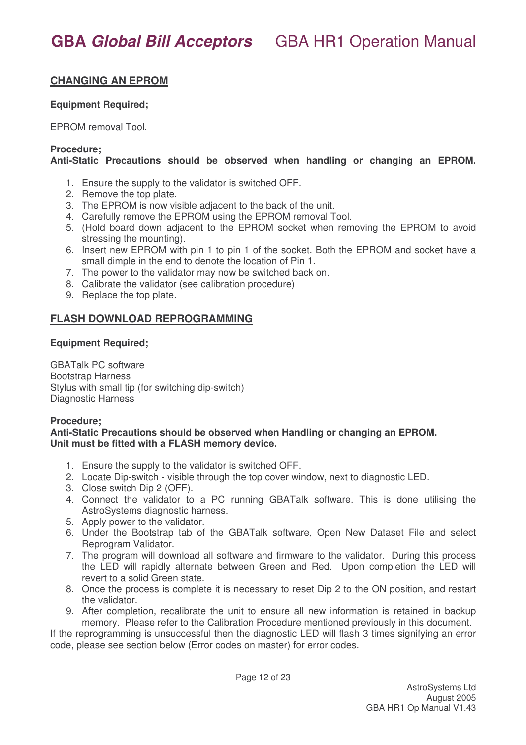## CHANGING AN EPROM

**Equipment Required;**

EPROM removal Tool.

**Procedure;**
**Anti-Static Precautions should be observed when handling or changing an EPROM.**

1. Ensure the supply to the validator is switched OFF.
2. Remove the top plate.
3. The EPROM is now visible adjacent to the back of the unit.
4. Carefully remove the EPROM using the EPROM removal Tool.
5. (Hold board down adjacent to the EPROM socket when removing the EPROM to avoid stressing the mounting).
6. Insert new EPROM with pin 1 to pin 1 of the socket. Both the EPROM and socket have a small dimple in the end to denote the location of Pin 1.
7. The power to the validator may now be switched back on.
8. Calibrate the validator (see calibration procedure)
9. Replace the top plate.

## FLASH DOWNLOAD REPROGRAMMING

**Equipment Required;**

GBATalk PC software
Bootstrap Harness
Stylus with small tip (for switching dip-switch)
Diagnostic Harness

**Procedure;**
**Anti-Static Precautions should be observed when Handling or changing an EPROM.**
**Unit must be fitted with a FLASH memory device.**

1. Ensure the supply to the validator is switched OFF.
2. Locate Dip-switch - visible through the top cover window, next to diagnostic LED.
3. Close switch Dip 2 (OFF).
4. Connect the validator to a PC running GBATalk software. This is done utilising the AstroSystems diagnostic harness.
5. Apply power to the validator.
6. Under the Bootstrap tab of the GBATalk software, Open New Dataset File and select Reprogram Validator.
7. The program will download all software and firmware to the validator. During this process the LED will rapidly alternate between Green and Red. Upon completion the LED will revert to a solid Green state.
8. Once the process is complete it is necessary to reset Dip 2 to the ON position, and restart the validator.
9. After completion, recalibrate the unit to ensure all new information is retained in backup memory. Please refer to the Calibration Procedure mentioned previously in this document.

If the reprogramming is unsuccessful then the diagnostic LED will flash 3 times signifying an error code, please see section below (Error codes on master) for error codes.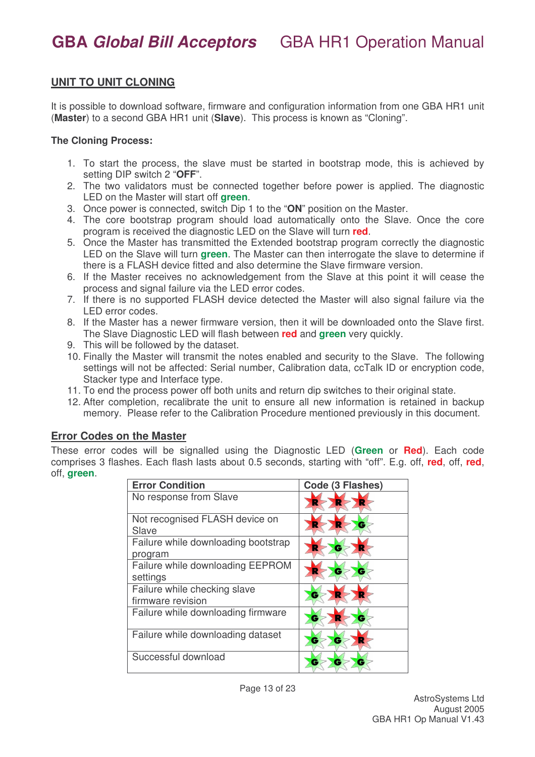## UNIT TO UNIT CLONING

It is possible to download software, firmware and configuration information from one GBA HR1 unit (**Master**) to a second GBA HR1 unit (**Slave**). This process is known as "Cloning".

**The Cloning Process:**

1. To start the process, the slave must be started in bootstrap mode, this is achieved by setting DIP switch 2 "**OFF**".
2. The two validators must be connected together before power is applied. The diagnostic LED on the Master will start off **green**.
3. Once power is connected, switch Dip 1 to the "**ON**" position on the Master.
4. The core bootstrap program should load automatically onto the Slave. Once the core program is received the diagnostic LED on the Slave will turn **red**.
5. Once the Master has transmitted the Extended bootstrap program correctly the diagnostic LED on the Slave will turn **green**. The Master can then interrogate the slave to determine if there is a FLASH device fitted and also determine the Slave firmware version.
6. If the Master receives no acknowledgement from the Slave at this point it will cease the process and signal failure via the LED error codes.
7. If there is no supported FLASH device detected the Master will also signal failure via the LED error codes.
8. If the Master has a newer firmware version, then it will be downloaded onto the Slave first. The Slave Diagnostic LED will flash between **red** and **green** very quickly.
9. This will be followed by the dataset.
10. Finally the Master will transmit the notes enabled and security to the Slave. The following settings will not be affected: Serial number, Calibration data, ccTalk ID or encryption code, Stacker type and Interface type.
11. To end the process power off both units and return dip switches to their original state.
12. After completion, recalibrate the unit to ensure all new information is retained in backup memory. Please refer to the Calibration Procedure mentioned previously in this document.

## Error Codes on the Master

These error codes will be signalled using the Diagnostic LED (**Green** or **Red**). Each code comprises 3 flashes. Each flash lasts about 0.5 seconds, starting with "off". E.g. off, **red**, off, **red**, off, **green**.

| Error Condition | Code (3 Flashes) |
|---|---|
| No response from Slave | R R R |
| Not recognised FLASH device on Slave | R R G |
| Failure while downloading bootstrap program | R G R |
| Failure while downloading EEPROM settings | R G G |
| Failure while checking slave firmware revision | G R R |
| Failure while downloading firmware | G R G |
| Failure while downloading dataset | G G R |
| Successful download | G G G |

AstroSystems Ltd
August 2005
GBA HR1 Op Manual V1.43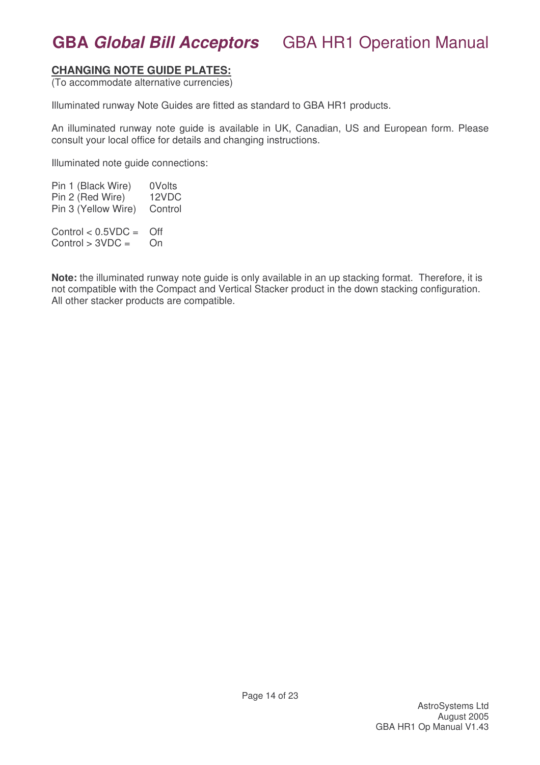## CHANGING NOTE GUIDE PLATES:

(To accommodate alternative currencies)

Illuminated runway Note Guides are fitted as standard to GBA HR1 products.

An illuminated runway note guide is available in UK, Canadian, US and European form. Please consult your local office for details and changing instructions.

Illuminated note guide connections:

| | |
|---|---|
| Pin 1 (Black Wire) | 0Volts |
| Pin 2 (Red Wire) | 12VDC |
| Pin 3 (Yellow Wire) | Control |

| | |
|---|---|
| Control < 0.5VDC = | Off |
| Control > 3VDC = | On |

**Note:** the illuminated runway note guide is only available in an up stacking format. Therefore, it is not compatible with the Compact and Vertical Stacker product in the down stacking configuration. All other stacker products are compatible.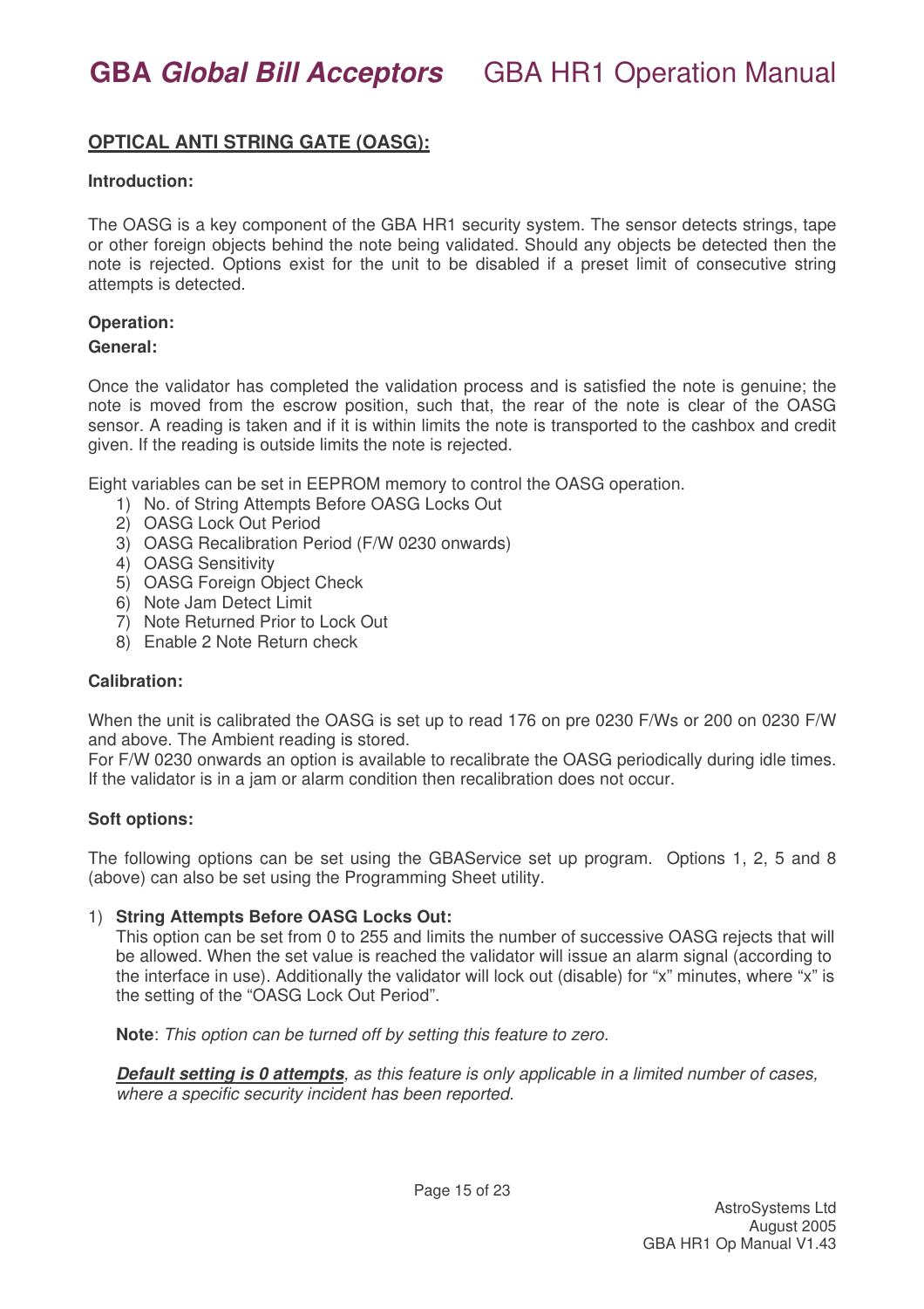## OPTICAL ANTI STRING GATE (OASG):

**Introduction:**

The OASG is a key component of the GBA HR1 security system. The sensor detects strings, tape or other foreign objects behind the note being validated. Should any objects be detected then the note is rejected. Options exist for the unit to be disabled if a preset limit of consecutive string attempts is detected.

**Operation:**

**General:**

Once the validator has completed the validation process and is satisfied the note is genuine; the note is moved from the escrow position, such that, the rear of the note is clear of the OASG sensor. A reading is taken and if it is within limits the note is transported to the cashbox and credit given. If the reading is outside limits the note is rejected.

Eight variables can be set in EEPROM memory to control the OASG operation.

1) No. of String Attempts Before OASG Locks Out
2) OASG Lock Out Period
3) OASG Recalibration Period (F/W 0230 onwards)
4) OASG Sensitivity
5) OASG Foreign Object Check
6) Note Jam Detect Limit
7) Note Returned Prior to Lock Out
8) Enable 2 Note Return check

**Calibration:**

When the unit is calibrated the OASG is set up to read 176 on pre 0230 F/Ws or 200 on 0230 F/W and above. The Ambient reading is stored.
For F/W 0230 onwards an option is available to recalibrate the OASG periodically during idle times. If the validator is in a jam or alarm condition then recalibration does not occur.

**Soft options:**

The following options can be set using the GBAService set up program. Options 1, 2, 5 and 8 (above) can also be set using the Programming Sheet utility.

1) **String Attempts Before OASG Locks Out:**
   This option can be set from 0 to 255 and limits the number of successive OASG rejects that will be allowed. When the set value is reached the validator will issue an alarm signal (according to the interface in use). Additionally the validator will lock out (disable) for "x" minutes, where "x" is the setting of the "OASG Lock Out Period".

   **Note**: *This option can be turned off by setting this feature to zero.*

   ***Default setting is 0 attempts****, as this feature is only applicable in a limited number of cases, where a specific security incident has been reported.*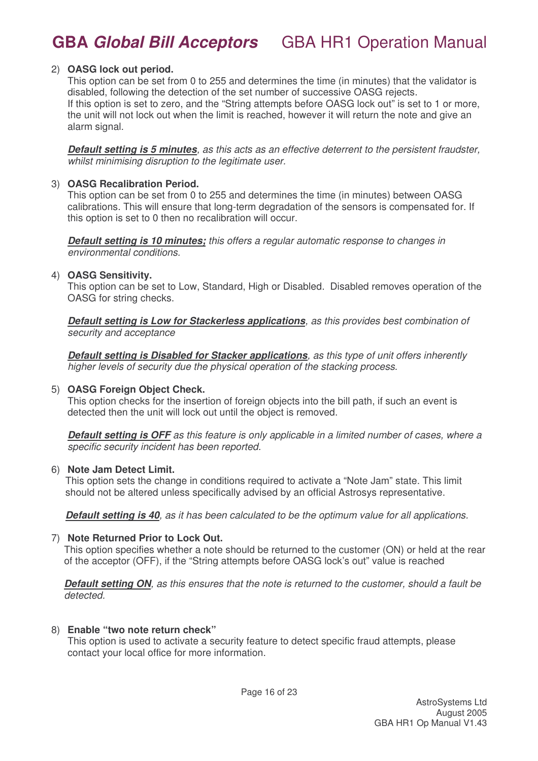2) **OASG lock out period.**
   This option can be set from 0 to 255 and determines the time (in minutes) that the validator is disabled, following the detection of the set number of successive OASG rejects.
   If this option is set to zero, and the "String attempts before OASG lock out" is set to 1 or more, the unit will not lock out when the limit is reached, however it will return the note and give an alarm signal.

   ***Default setting is 5 minutes****, as this acts as an effective deterrent to the persistent fraudster, whilst minimising disruption to the legitimate user.*

3) **OASG Recalibration Period.**
   This option can be set from 0 to 255 and determines the time (in minutes) between OASG calibrations. This will ensure that long-term degradation of the sensors is compensated for. If this option is set to 0 then no recalibration will occur.

   ***Default setting is 10 minutes;*** *this offers a regular automatic response to changes in environmental conditions.*

4) **OASG Sensitivity.**
   This option can be set to Low, Standard, High or Disabled. Disabled removes operation of the OASG for string checks.

   ***Default setting is Low for Stackerless applications****, as this provides best combination of security and acceptance*

   ***Default setting is Disabled for Stacker applications****, as this type of unit offers inherently higher levels of security due the physical operation of the stacking process.*

5) **OASG Foreign Object Check.**
   This option checks for the insertion of foreign objects into the bill path, if such an event is detected then the unit will lock out until the object is removed.

   ***Default setting is OFF*** *as this feature is only applicable in a limited number of cases, where a specific security incident has been reported.*

6) **Note Jam Detect Limit.**
   This option sets the change in conditions required to activate a "Note Jam" state. This limit should not be altered unless specifically advised by an official Astrosys representative.

   ***Default setting is 40****, as it has been calculated to be the optimum value for all applications.*

7) **Note Returned Prior to Lock Out.**
   This option specifies whether a note should be returned to the customer (ON) or held at the rear of the acceptor (OFF), if the "String attempts before OASG lock's out" value is reached

   ***Default setting ON****, as this ensures that the note is returned to the customer, should a fault be detected.*

8) **Enable "two note return check"**
   This option is used to activate a security feature to detect specific fraud attempts, please contact your local office for more information.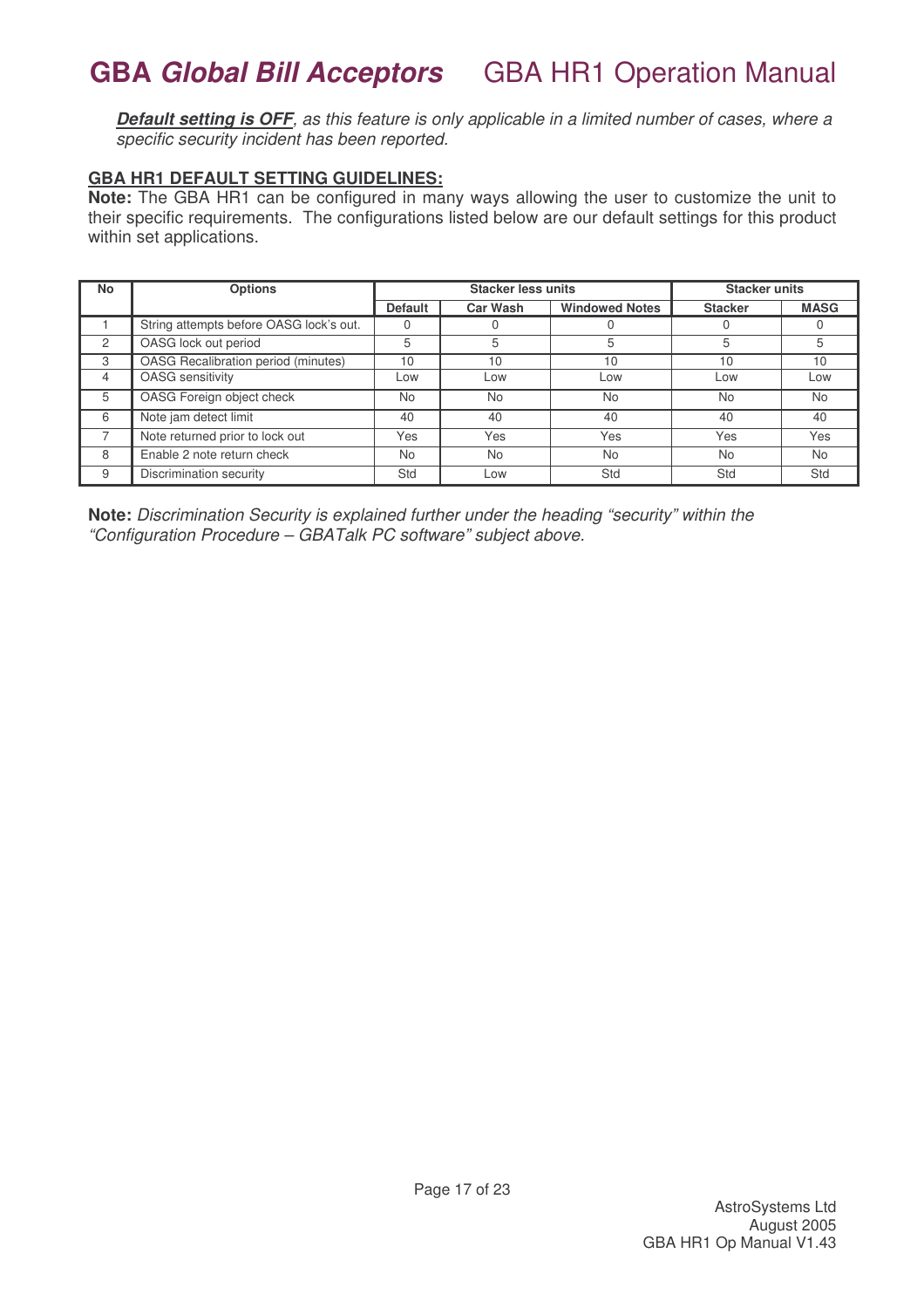***Default setting is OFF**, as this feature is only applicable in a limited number of cases, where a specific security incident has been reported.*

**GBA HR1 DEFAULT SETTING GUIDELINES:**

**Note:** The GBA HR1 can be configured in many ways allowing the user to customize the unit to their specific requirements. The configurations listed below are our default settings for this product within set applications.

| No | Options | Stacker less units | | | Stacker units | |
|---|---|---|---|---|---|---|
| | | Default | Car Wash | Windowed Notes | Stacker | MASG |
| 1 | String attempts before OASG lock's out. | 0 | 0 | 0 | 0 | 0 |
| 2 | OASG lock out period | 5 | 5 | 5 | 5 | 5 |
| 3 | OASG Recalibration period (minutes) | 10 | 10 | 10 | 10 | 10 |
| 4 | OASG sensitivity | Low | Low | Low | Low | Low |
| 5 | OASG Foreign object check | No | No | No | No | No |
| 6 | Note jam detect limit | 40 | 40 | 40 | 40 | 40 |
| 7 | Note returned prior to lock out | Yes | Yes | Yes | Yes | Yes |
| 8 | Enable 2 note return check | No | No | No | No | No |
| 9 | Discrimination security | Std | Low | Std | Std | Std |

**Note:** *Discrimination Security is explained further under the heading "security" within the "Configuration Procedure – GBATalk PC software" subject above.*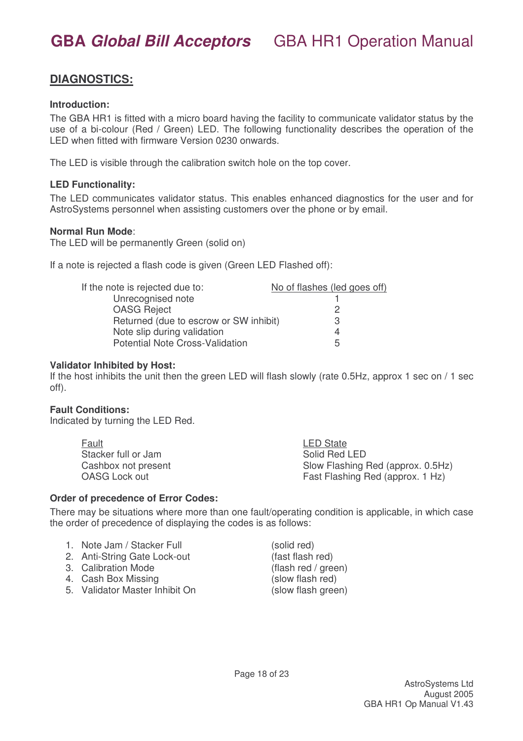## DIAGNOSTICS:

**Introduction:**

The GBA HR1 is fitted with a micro board having the facility to communicate validator status by the use of a bi-colour (Red / Green) LED. The following functionality describes the operation of the LED when fitted with firmware Version 0230 onwards.

The LED is visible through the calibration switch hole on the top cover.

**LED Functionality:**

The LED communicates validator status. This enables enhanced diagnostics for the user and for AstroSystems personnel when assisting customers over the phone or by email.

**Normal Run Mode**:

The LED will be permanently Green (solid on)

If a note is rejected a flash code is given (Green LED Flashed off):

| If the note is rejected due to: | No of flashes (led goes off) |
|---|---|
| Unrecognised note | 1 |
| OASG Reject | 2 |
| Returned (due to escrow or SW inhibit) | 3 |
| Note slip during validation | 4 |
| Potential Note Cross-Validation | 5 |

**Validator Inhibited by Host:**

If the host inhibits the unit then the green LED will flash slowly (rate 0.5Hz, approx 1 sec on / 1 sec off).

**Fault Conditions:**

Indicated by turning the LED Red.

| Fault | LED State |
|---|---|
| Stacker full or Jam | Solid Red LED |
| Cashbox not present | Slow Flashing Red (approx. 0.5Hz) |
| OASG Lock out | Fast Flashing Red (approx. 1 Hz) |

**Order of precedence of Error Codes:**

There may be situations where more than one fault/operating condition is applicable, in which case the order of precedence of displaying the codes is as follows:

1. Note Jam / Stacker Full (solid red)
2. Anti-String Gate Lock-out (fast flash red)
3. Calibration Mode (flash red / green)
4. Cash Box Missing (slow flash red)
5. Validator Master Inhibit On (slow flash green)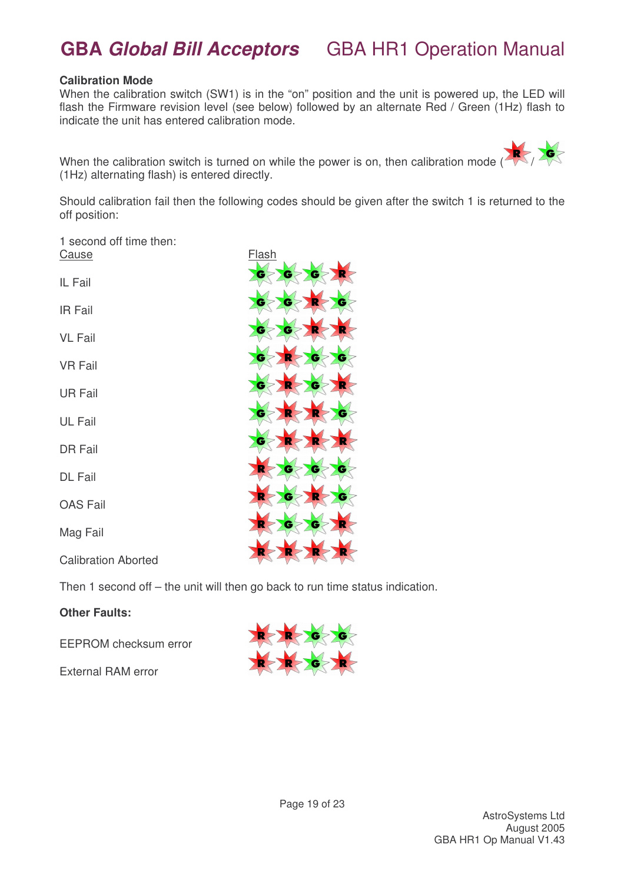## Calibration Mode

When the calibration switch (SW1) is in the "on" position and the unit is powered up, the LED will flash the Firmware revision level (see below) followed by an alternate Red / Green (1Hz) flash to indicate the unit has entered calibration mode.

When the calibration switch is turned on while the power is on, then calibration mode (R / G (1Hz) alternating flash) is entered directly.

Should calibration fail then the following codes should be given after the switch 1 is returned to the off position:

1 second off time then:

| Cause | Flash |
|---|---|
| IL Fail | G G G R |
| IR Fail | G G R G |
| VL Fail | G G R R |
| VR Fail | G R G G |
| UR Fail | G R G R |
| UL Fail | G R R G |
| DR Fail | G R R R |
| DL Fail | R G G G |
| OAS Fail | R G R G |
| Mag Fail | R G G R |
| Calibration Aborted | R R R R |

Then 1 second off – the unit will then go back to run time status indication.

**Other Faults:**

| Fault | Flash |
|---|---|
| EEPROM checksum error | R R G G |
| External RAM error | R R G R |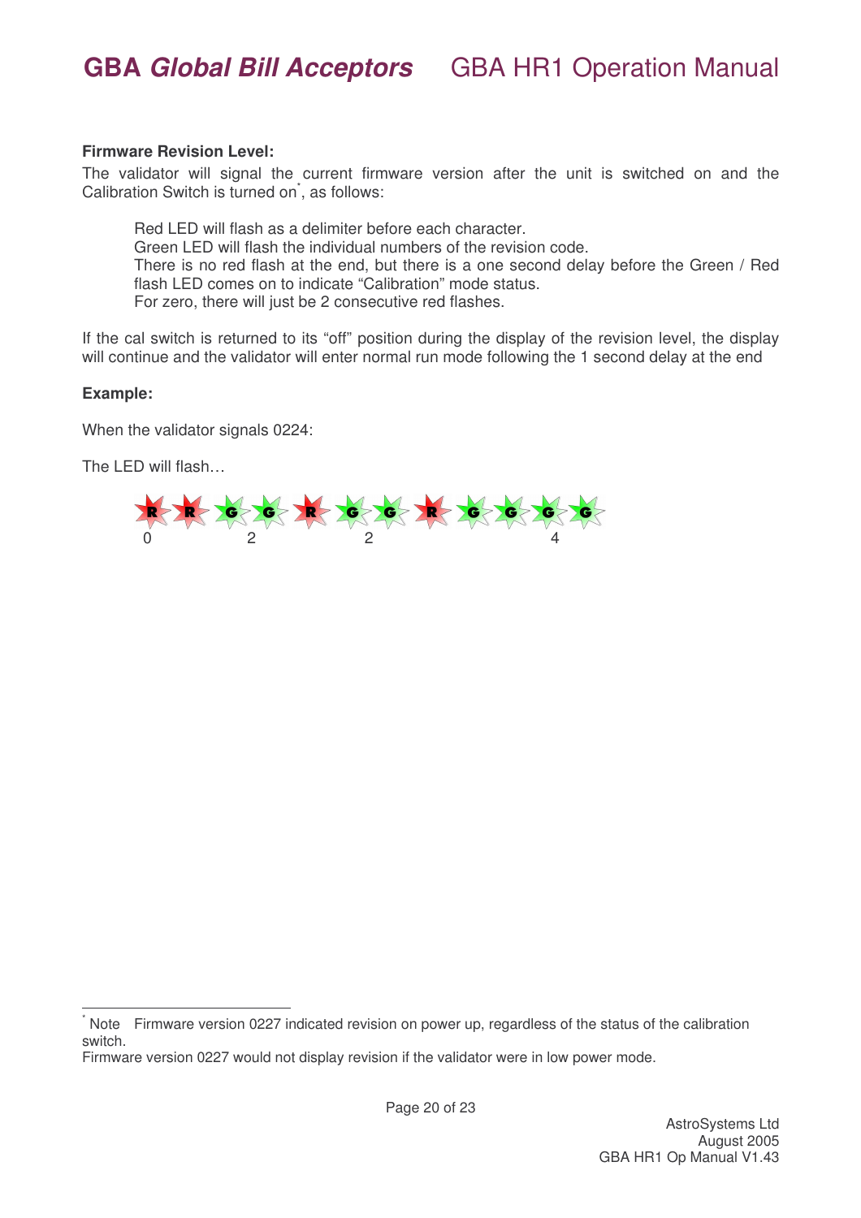**Firmware Revision Level:**

The validator will signal the current firmware version after the unit is switched on and the Calibration Switch is turned on[*], as follows:

> Red LED will flash as a delimiter before each character.
> Green LED will flash the individual numbers of the revision code.
> There is no red flash at the end, but there is a one second delay before the Green / Red flash LED comes on to indicate "Calibration" mode status.
> For zero, there will just be 2 consecutive red flashes.

If the cal switch is returned to its "off" position during the display of the revision level, the display will continue and the validator will enter normal run mode following the 1 second delay at the end

**Example:**

When the validator signals 0224:

The LED will flash…

R R G G R G G R G G G G

0 2 2 4

---

[*] Note Firmware version 0227 indicated revision on power up, regardless of the status of the calibration switch.
Firmware version 0227 would not display revision if the validator were in low power mode.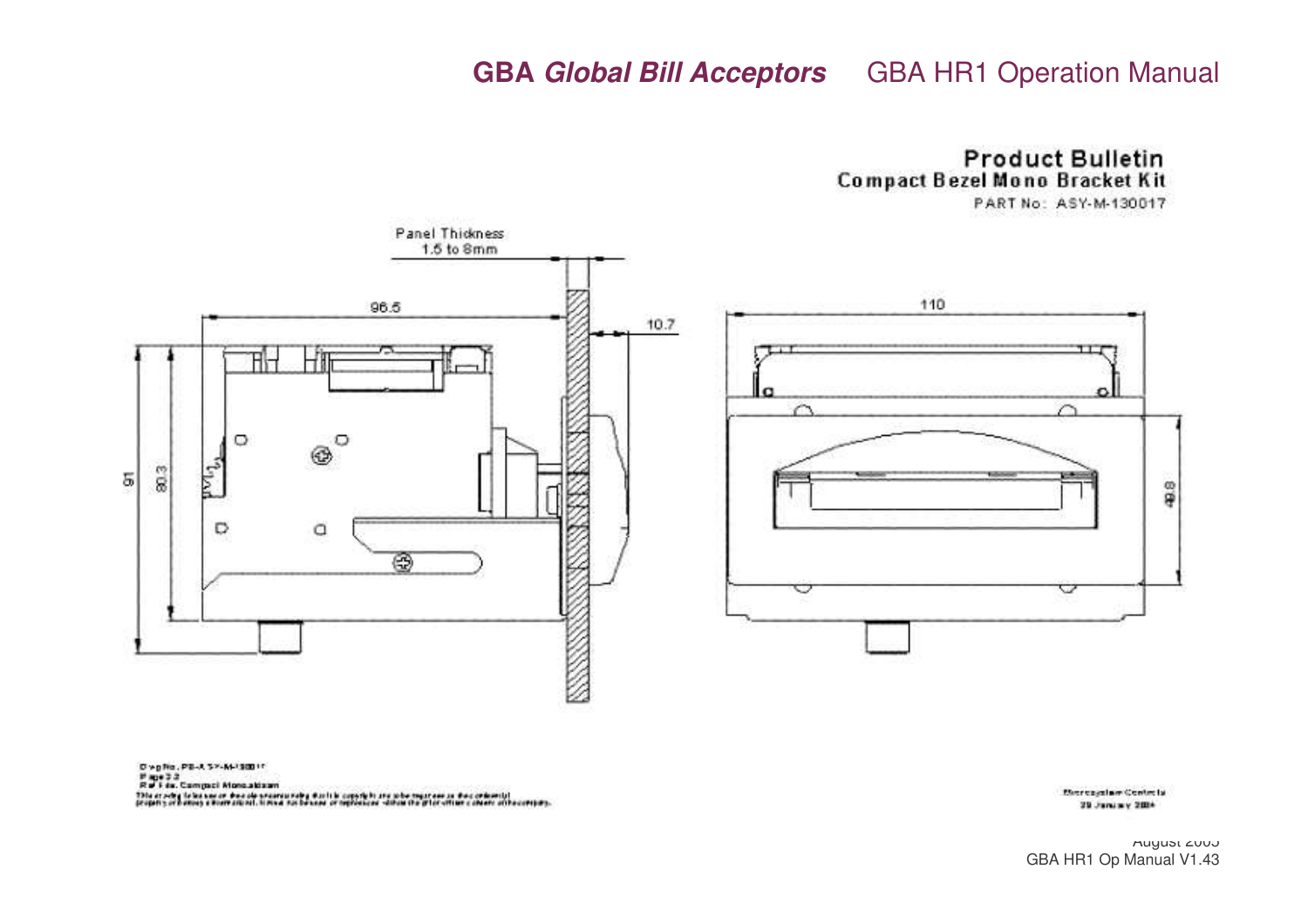## Product Bulletin

### Compact Bezel Mono Bracket Kit

PART No: ASY-M-130017

Panel Thickness 1.5 to 8mm

96.5

10.7

110

91

80.3

49.8

Dwg No. PB-ASY-M-130017
Page 2.2
Ref File. Compact Mono.abbsm
This drawing is issued on the sole understanding that it is copyright and to be regarded as the confidential property of Money Controls Ltd. It must not be used or reproduced without the prior written consent of the company.

Money Controls
29 January 2004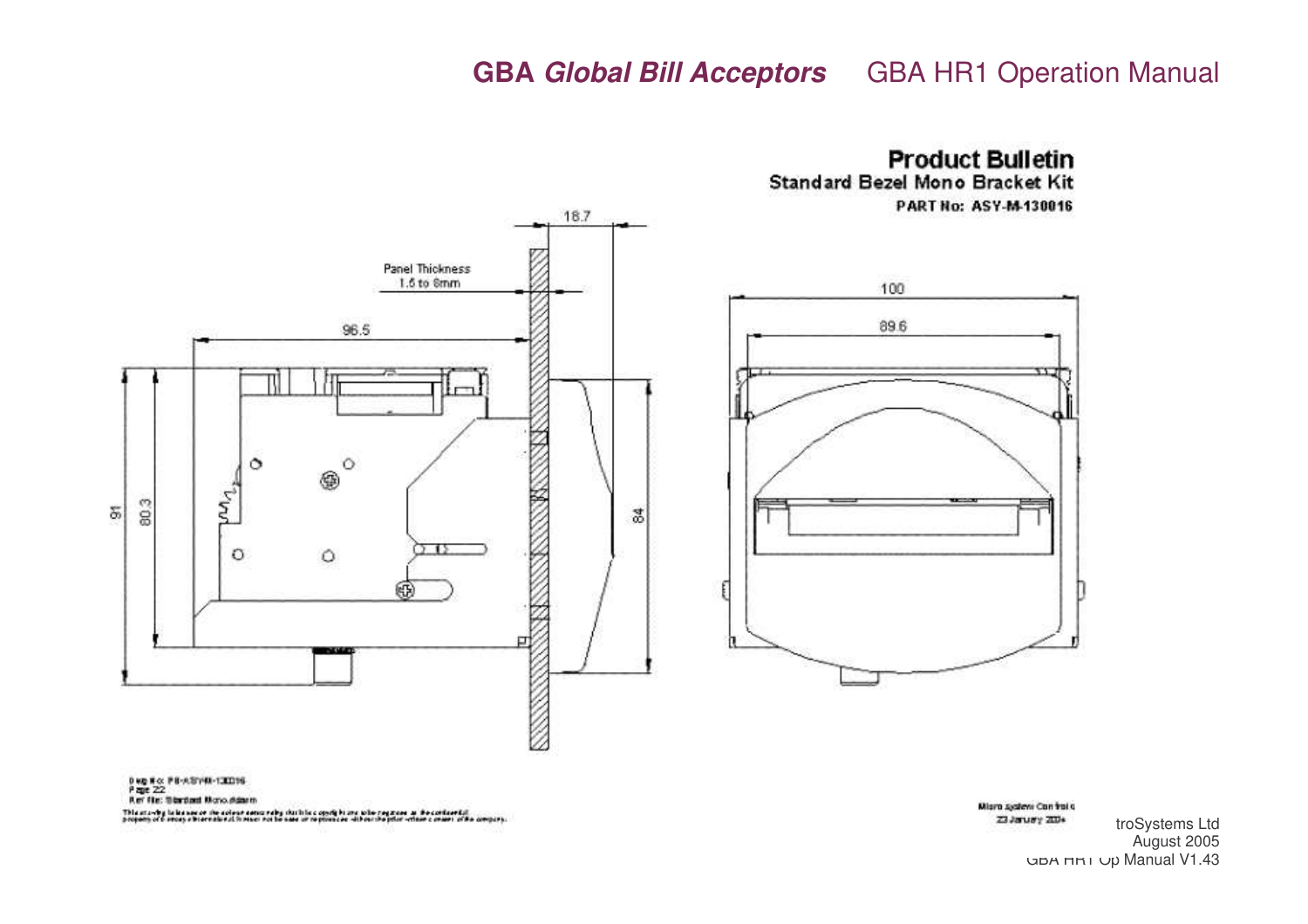# Product Bulletin

**Standard Bezel Mono Bracket Kit**

**PART No: ASY-M-130016**

18.7

Panel Thickness
1.5 to 8mm

96.5

91

80.3

84

100

89.6

Dwg No: PB-ASYM-130016
Page 22
Ref file: Standard Mono.dsm

This drawing is the property of the relevant owner and its copyright are to be regarded as the confidential property of the company. It must not be used or reproduced without the prior written consent of the company.

Micro System Controls
23 January 2004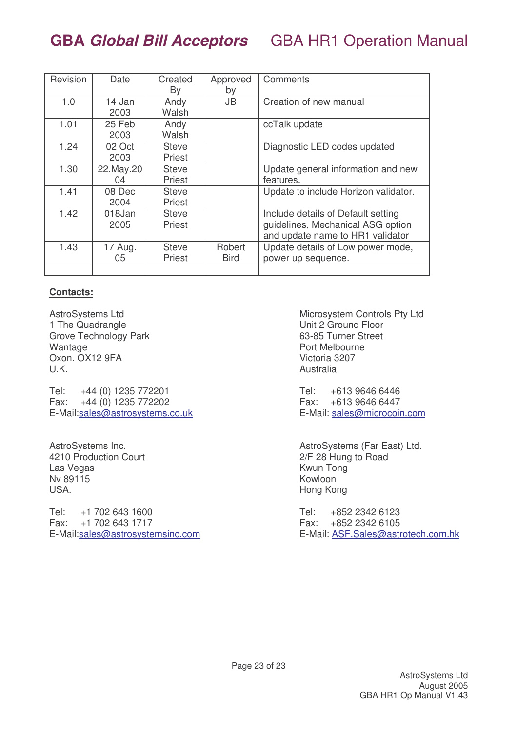| Revision | Date | Created By | Approved by | Comments |
|---|---|---|---|---|
| 1.0 | 14 Jan 2003 | Andy Walsh | JB | Creation of new manual |
| 1.01 | 25 Feb 2003 | Andy Walsh | | ccTalk update |
| 1.24 | 02 Oct 2003 | Steve Priest | | Diagnostic LED codes updated |
| 1.30 | 22.May.2004 | Steve Priest | | Update general information and new features. |
| 1.41 | 08 Dec 2004 | Steve Priest | | Update to include Horizon validator. |
| 1.42 | 018Jan 2005 | Steve Priest | | Include details of Default setting guidelines, Mechanical ASG option and update name to HR1 validator |
| 1.43 | 17 Aug. 05 | Steve Priest | Robert Bird | Update details of Low power mode, power up sequence. |
| | | | | |

**Contacts:**

AstroSystems Ltd
1 The Quadrangle
Grove Technology Park
Wantage
Oxon. OX12 9FA
U.K.

Tel: +44 (0) 1235 772201
Fax: +44 (0) 1235 772202
E-Mail:sales@astrosystems.co.uk

Microsystem Controls Pty Ltd
Unit 2 Ground Floor
63-85 Turner Street
Port Melbourne
Victoria 3207
Australia

Tel: +613 9646 6446
Fax: +613 9646 6447
E-Mail: sales@microcoin.com

AstroSystems Inc.
4210 Production Court
Las Vegas
Nv 89115
USA.

Tel: +1 702 643 1600
Fax: +1 702 643 1717
E-Mail:sales@astrosystemsinc.com

AstroSystems (Far East) Ltd.
2/F 28 Hung to Road
Kwun Tong
Kowloon
Hong Kong

Tel: +852 2342 6123
Fax: +852 2342 6105
E-Mail: ASF.Sales@astrotech.com.hk